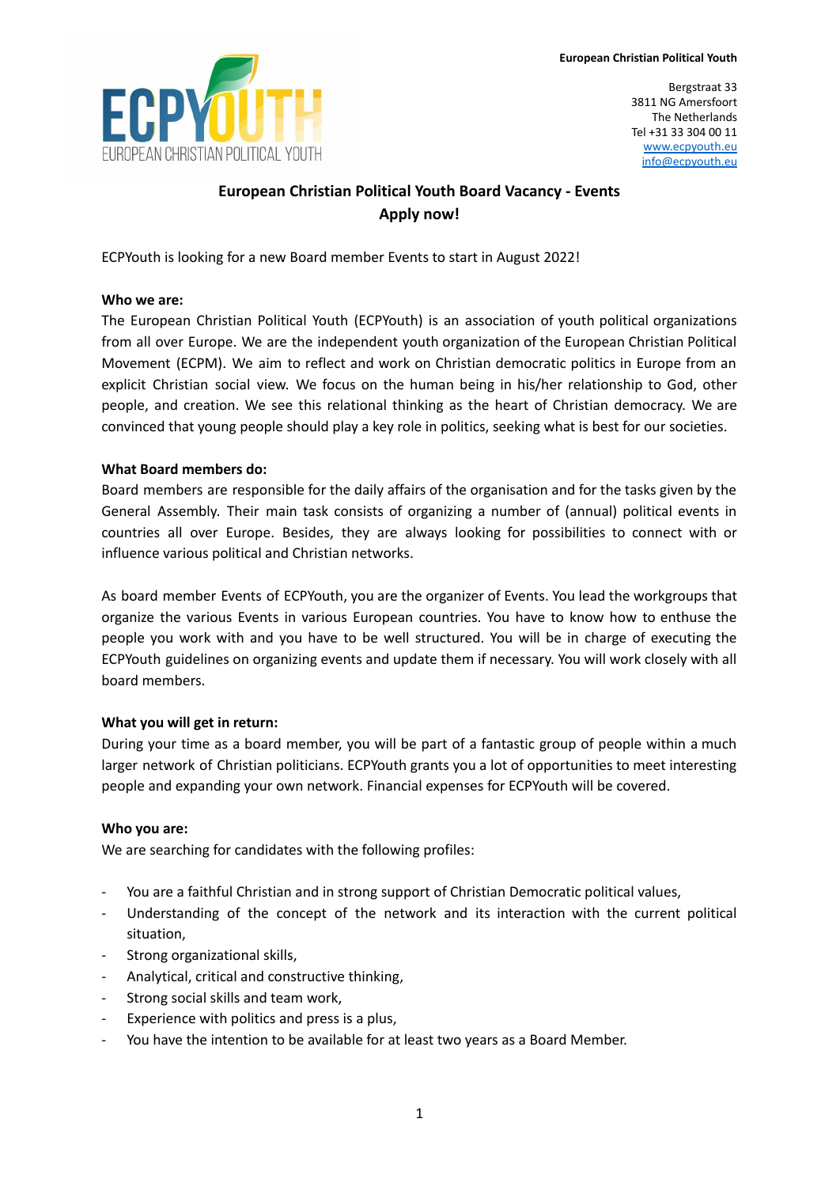European Christian Political Youth

Bergstraat 33
3811 NG Amersfoort
The Netherlands
Tel +31 33 304 00 11
www.ecpyouth.eu
info@ecpyouth.eu

## European Christian Political Youth Board Vacancy - Events
## Apply now!

ECPYouth is looking for a new Board member Events to start in August 2022!

**Who we are:**
The European Christian Political Youth (ECPYouth) is an association of youth political organizations from all over Europe. We are the independent youth organization of the European Christian Political Movement (ECPM). We aim to reflect and work on Christian democratic politics in Europe from an explicit Christian social view. We focus on the human being in his/her relationship to God, other people, and creation. We see this relational thinking as the heart of Christian democracy. We are convinced that young people should play a key role in politics, seeking what is best for our societies.

**What Board members do:**
Board members are responsible for the daily affairs of the organisation and for the tasks given by the General Assembly. Their main task consists of organizing a number of (annual) political events in countries all over Europe. Besides, they are always looking for possibilities to connect with or influence various political and Christian networks.

As board member Events of ECPYouth, you are the organizer of Events. You lead the workgroups that organize the various Events in various European countries. You have to know how to enthuse the people you work with and you have to be well structured. You will be in charge of executing the ECPYouth guidelines on organizing events and update them if necessary. You will work closely with all board members.

**What you will get in return:**
During your time as a board member, you will be part of a fantastic group of people within a much larger network of Christian politicians. ECPYouth grants you a lot of opportunities to meet interesting people and expanding your own network. Financial expenses for ECPYouth will be covered.

**Who you are:**
We are searching for candidates with the following profiles:

- You are a faithful Christian and in strong support of Christian Democratic political values,
- Understanding of the concept of the network and its interaction with the current political situation,
- Strong organizational skills,
- Analytical, critical and constructive thinking,
- Strong social skills and team work,
- Experience with politics and press is a plus,
- You have the intention to be available for at least two years as a Board Member.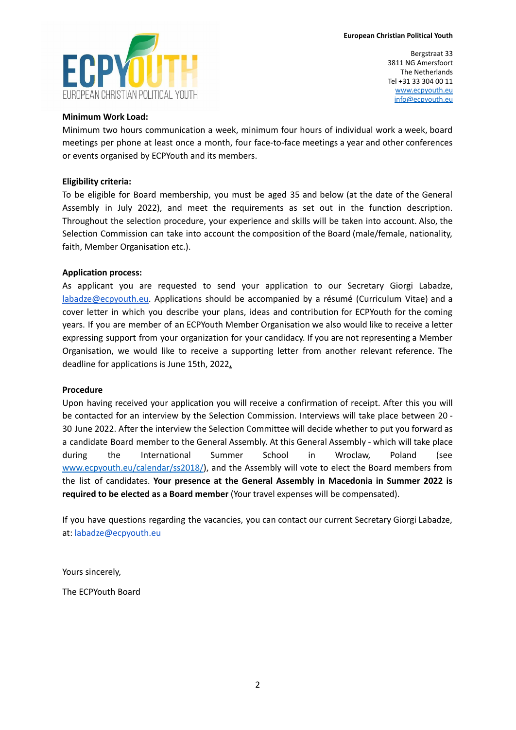**Minimum Work Load:**
Minimum two hours communication a week, minimum four hours of individual work a week, board meetings per phone at least once a month, four face-to-face meetings a year and other conferences or events organised by ECPYouth and its members.

**Eligibility criteria:**
To be eligible for Board membership, you must be aged 35 and below (at the date of the General Assembly in July 2022), and meet the requirements as set out in the function description. Throughout the selection procedure, your experience and skills will be taken into account. Also, the Selection Commission can take into account the composition of the Board (male/female, nationality, faith, Member Organisation etc.).

**Application process:**
As applicant you are requested to send your application to our Secretary Giorgi Labadze, labadze@ecpyouth.eu. Applications should be accompanied by a résumé (Curriculum Vitae) and a cover letter in which you describe your plans, ideas and contribution for ECPYouth for the coming years. If you are member of an ECPYouth Member Organisation we also would like to receive a letter expressing support from your organization for your candidacy. If you are not representing a Member Organisation, we would like to receive a supporting letter from another relevant reference. The deadline for applications is June 15th, 2022.

**Procedure**
Upon having received your application you will receive a confirmation of receipt. After this you will be contacted for an interview by the Selection Commission. Interviews will take place between 20 - 30 June 2022. After the interview the Selection Committee will decide whether to put you forward as a candidate Board member to the General Assembly. At this General Assembly - which will take place during the International Summer School in Wroclaw, Poland (see www.ecpyouth.eu/calendar/ss2018/), and the Assembly will vote to elect the Board members from the list of candidates. **Your presence at the General Assembly in Macedonia in Summer 2022 is required to be elected as a Board member** (Your travel expenses will be compensated).

If you have questions regarding the vacancies, you can contact our current Secretary Giorgi Labadze, at: labadze@ecpyouth.eu

Yours sincerely,

The ECPYouth Board